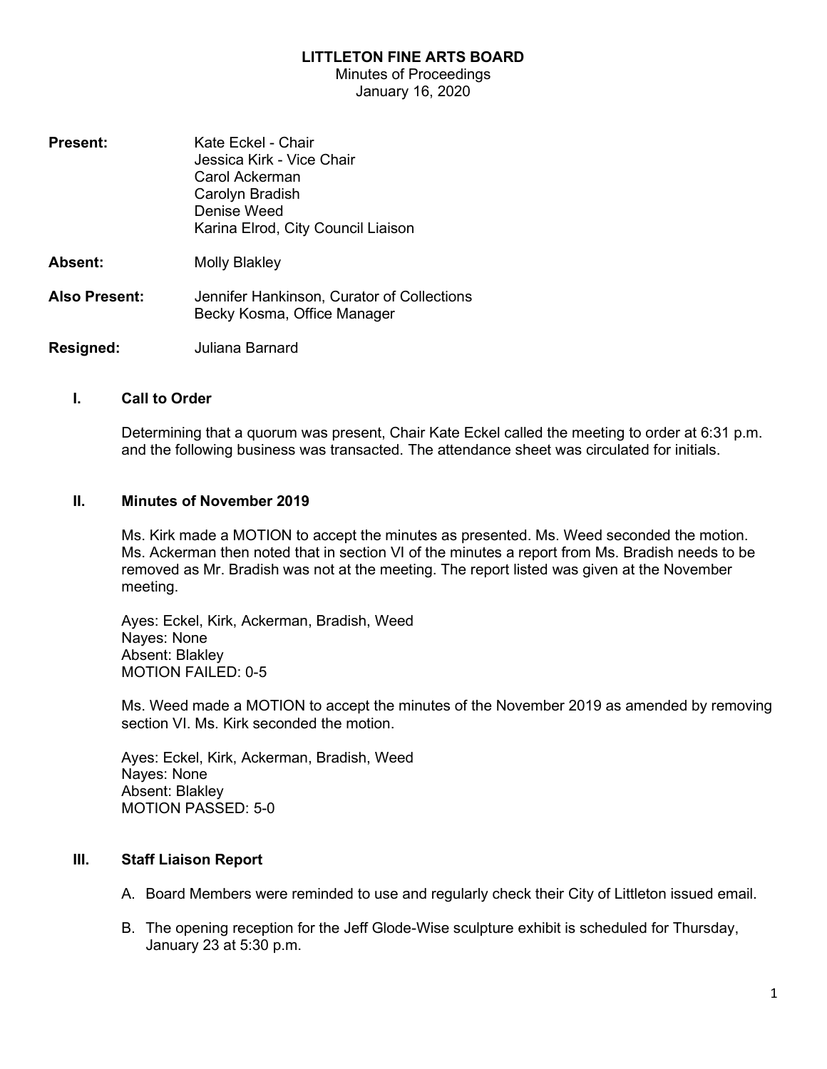# LITTLETON FINE ARTS BOARD

Minutes of Proceedings
January 16, 2020

**Present:** Kate Eckel - Chair
Jessica Kirk - Vice Chair
Carol Ackerman
Carolyn Bradish
Denise Weed
Karina Elrod, City Council Liaison

**Absent:** Molly Blakley

**Also Present:** Jennifer Hankinson, Curator of Collections
Becky Kosma, Office Manager

**Resigned:** Juliana Barnard

## I. Call to Order

Determining that a quorum was present, Chair Kate Eckel called the meeting to order at 6:31 p.m. and the following business was transacted. The attendance sheet was circulated for initials.

## II. Minutes of November 2019

Ms. Kirk made a MOTION to accept the minutes as presented. Ms. Weed seconded the motion. Ms. Ackerman then noted that in section VI of the minutes a report from Ms. Bradish needs to be removed as Mr. Bradish was not at the meeting. The report listed was given at the November meeting.

Ayes: Eckel, Kirk, Ackerman, Bradish, Weed
Nayes: None
Absent: Blakley
MOTION FAILED: 0-5

Ms. Weed made a MOTION to accept the minutes of the November 2019 as amended by removing section VI. Ms. Kirk seconded the motion.

Ayes: Eckel, Kirk, Ackerman, Bradish, Weed
Nayes: None
Absent: Blakley
MOTION PASSED: 5-0

## III. Staff Liaison Report

A. Board Members were reminded to use and regularly check their City of Littleton issued email.

B. The opening reception for the Jeff Glode-Wise sculpture exhibit is scheduled for Thursday, January 23 at 5:30 p.m.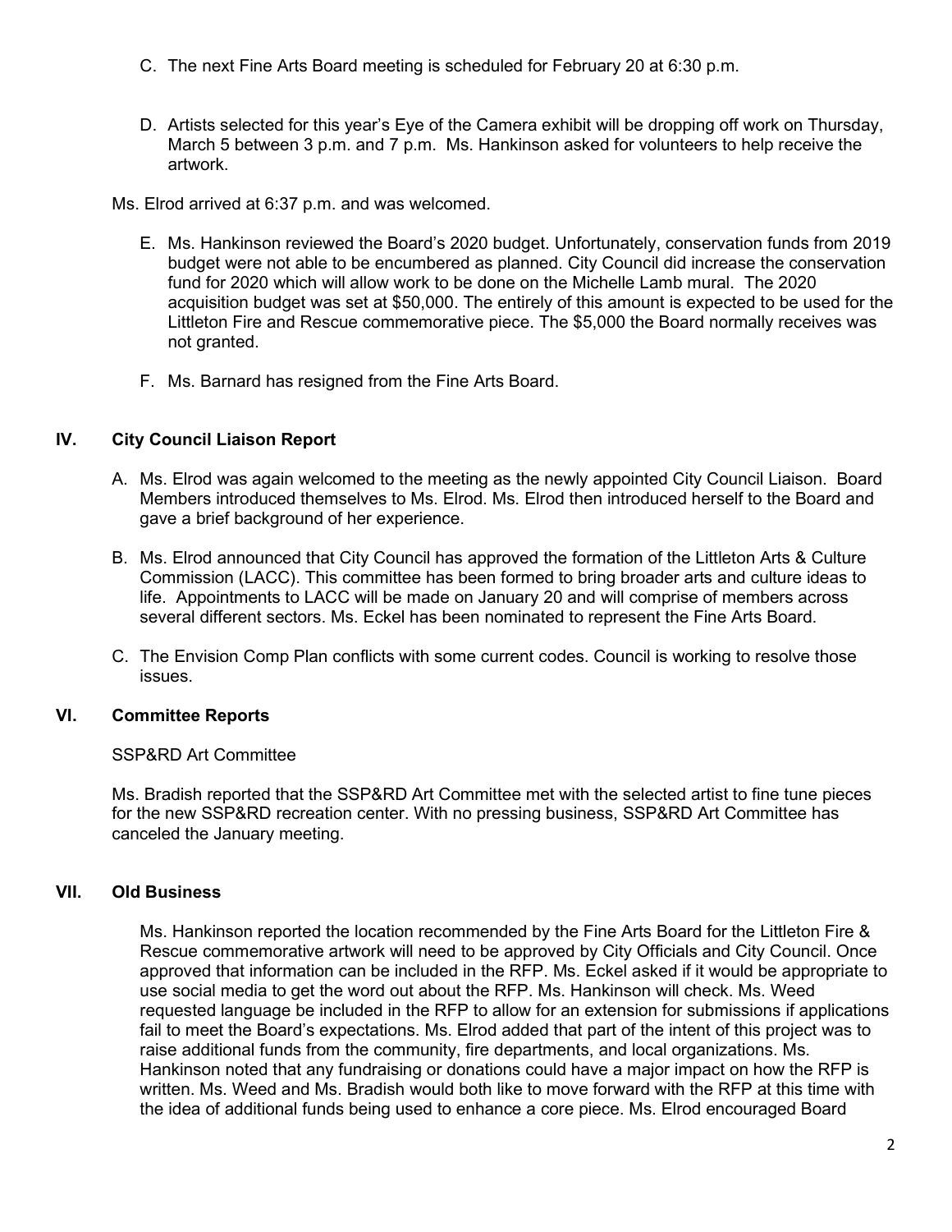C. The next Fine Arts Board meeting is scheduled for February 20 at 6:30 p.m.

D. Artists selected for this year's Eye of the Camera exhibit will be dropping off work on Thursday, March 5 between 3 p.m. and 7 p.m. Ms. Hankinson asked for volunteers to help receive the artwork.

Ms. Elrod arrived at 6:37 p.m. and was welcomed.

E. Ms. Hankinson reviewed the Board's 2020 budget. Unfortunately, conservation funds from 2019 budget were not able to be encumbered as planned. City Council did increase the conservation fund for 2020 which will allow work to be done on the Michelle Lamb mural. The 2020 acquisition budget was set at $50,000. The entirely of this amount is expected to be used for the Littleton Fire and Rescue commemorative piece. The $5,000 the Board normally receives was not granted.

F. Ms. Barnard has resigned from the Fine Arts Board.

## IV. City Council Liaison Report

A. Ms. Elrod was again welcomed to the meeting as the newly appointed City Council Liaison. Board Members introduced themselves to Ms. Elrod. Ms. Elrod then introduced herself to the Board and gave a brief background of her experience.

B. Ms. Elrod announced that City Council has approved the formation of the Littleton Arts & Culture Commission (LACC). This committee has been formed to bring broader arts and culture ideas to life. Appointments to LACC will be made on January 20 and will comprise of members across several different sectors. Ms. Eckel has been nominated to represent the Fine Arts Board.

C. The Envision Comp Plan conflicts with some current codes. Council is working to resolve those issues.

## VI. Committee Reports

SSP&RD Art Committee

Ms. Bradish reported that the SSP&RD Art Committee met with the selected artist to fine tune pieces for the new SSP&RD recreation center. With no pressing business, SSP&RD Art Committee has canceled the January meeting.

## VII. Old Business

Ms. Hankinson reported the location recommended by the Fine Arts Board for the Littleton Fire & Rescue commemorative artwork will need to be approved by City Officials and City Council. Once approved that information can be included in the RFP. Ms. Eckel asked if it would be appropriate to use social media to get the word out about the RFP. Ms. Hankinson will check. Ms. Weed requested language be included in the RFP to allow for an extension for submissions if applications fail to meet the Board's expectations. Ms. Elrod added that part of the intent of this project was to raise additional funds from the community, fire departments, and local organizations. Ms. Hankinson noted that any fundraising or donations could have a major impact on how the RFP is written. Ms. Weed and Ms. Bradish would both like to move forward with the RFP at this time with the idea of additional funds being used to enhance a core piece. Ms. Elrod encouraged Board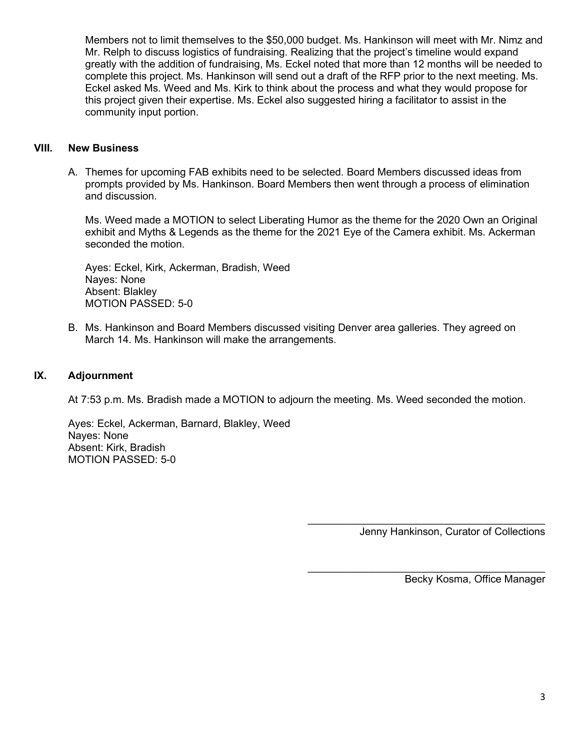Members not to limit themselves to the $50,000 budget. Ms. Hankinson will meet with Mr. Nimz and Mr. Relph to discuss logistics of fundraising. Realizing that the project's timeline would expand greatly with the addition of fundraising, Ms. Eckel noted that more than 12 months will be needed to complete this project. Ms. Hankinson will send out a draft of the RFP prior to the next meeting. Ms. Eckel asked Ms. Weed and Ms. Kirk to think about the process and what they would propose for this project given their expertise. Ms. Eckel also suggested hiring a facilitator to assist in the community input portion.

## VIII. New Business

A. Themes for upcoming FAB exhibits need to be selected. Board Members discussed ideas from prompts provided by Ms. Hankinson. Board Members then went through a process of elimination and discussion.

Ms. Weed made a MOTION to select Liberating Humor as the theme for the 2020 Own an Original exhibit and Myths & Legends as the theme for the 2021 Eye of the Camera exhibit. Ms. Ackerman seconded the motion.

Ayes: Eckel, Kirk, Ackerman, Bradish, Weed
Nayes: None
Absent: Blakley
MOTION PASSED: 5-0

B. Ms. Hankinson and Board Members discussed visiting Denver area galleries. They agreed on March 14. Ms. Hankinson will make the arrangements.

## IX. Adjournment

At 7:53 p.m. Ms. Bradish made a MOTION to adjourn the meeting. Ms. Weed seconded the motion.

Ayes: Eckel, Ackerman, Barnard, Blakley, Weed
Nayes: None
Absent: Kirk, Bradish
MOTION PASSED: 5-0

\_\_\_\_\_\_\_\_\_\_\_\_\_\_\_\_\_\_\_\_\_\_\_\_\_\_\_\_\_\_\_\_\_\_\_\_\_\_\_\_
Jenny Hankinson, Curator of Collections

\_\_\_\_\_\_\_\_\_\_\_\_\_\_\_\_\_\_\_\_\_\_\_\_\_\_\_\_\_\_\_\_\_\_\_\_\_\_\_\_
Becky Kosma, Office Manager